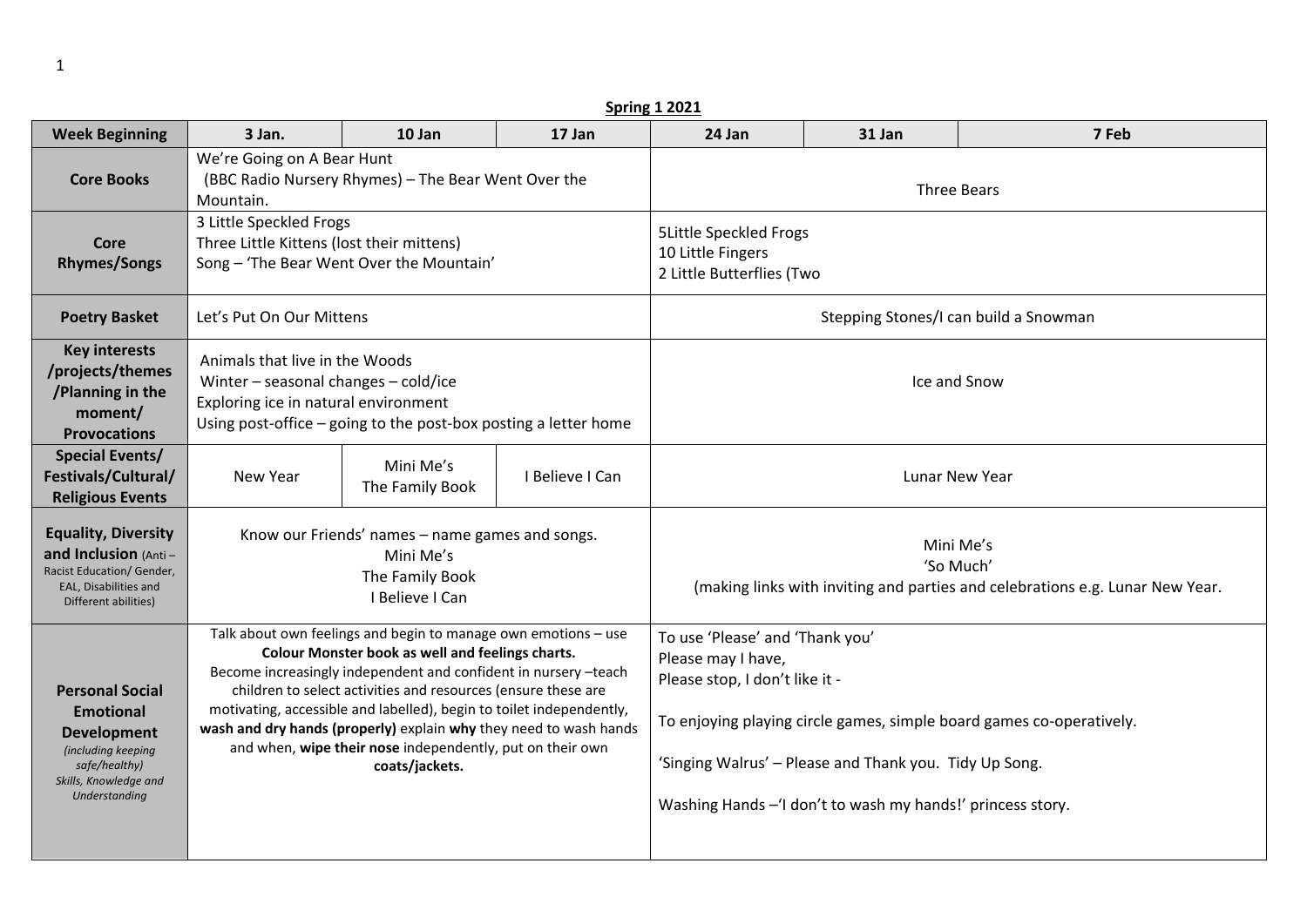**Spring 1 2021**

| Week Beginning | 3 Jan. | 10 Jan | 17 Jan | 24 Jan | 31 Jan | 7 Feb |
|---|---|---|---|---|---|---|
| **Core Books** | We're Going on A Bear Hunt<br>(BBC Radio Nursery Rhymes) – The Bear Went Over the Mountain. | | | Three Bears | | |
| **Core Rhymes/Songs** | 3 Little Speckled Frogs<br>Three Little Kittens (lost their mittens)<br>Song – 'The Bear Went Over the Mountain' | | | 5Little Speckled Frogs<br>10 Little Fingers<br>2 Little Butterflies (Two | | |
| **Poetry Basket** | Let's Put On Our Mittens | | | Stepping Stones/I can build a Snowman | | |
| **Key interests /projects/themes /Planning in the moment/ Provocations** | Animals that live in the Woods<br>Winter – seasonal changes – cold/ice<br>Exploring ice in natural environment<br>Using post-office – going to the post-box posting a letter home | | | Ice and Snow | | |
| **Special Events/ Festivals/Cultural/ Religious Events** | New Year | Mini Me's<br>The Family Book | I Believe I Can | Lunar New Year | | |
| **Equality, Diversity and Inclusion** (Anti – Racist Education/ Gender, EAL, Disabilities and Different abilities) | Know our Friends' names – name games and songs.<br>Mini Me's<br>The Family Book<br>I Believe I Can | | | Mini Me's<br>'So Much'<br>(making links with inviting and parties and celebrations e.g. Lunar New Year. | | |
| **Personal Social Emotional Development** *(including keeping safe/healthy) Skills, Knowledge and Understanding* | Talk about own feelings and begin to manage own emotions – use **Colour Monster book as well and feelings charts.**<br>Become increasingly independent and confident in nursery –teach children to select activities and resources (ensure these are motivating, accessible and labelled), begin to toilet independently, **wash and dry hands (properly)** explain **why** they need to wash hands and when, **wipe their nose** independently, put on their own **coats/jackets.** | | | To use 'Please' and 'Thank you'<br>Please may I have,<br>Please stop, I don't like it -<br><br>To enjoying playing circle games, simple board games co-operatively.<br><br>'Singing Walrus' – Please and Thank you. Tidy Up Song.<br><br>Washing Hands –'I don't to wash my hands!' princess story. | | |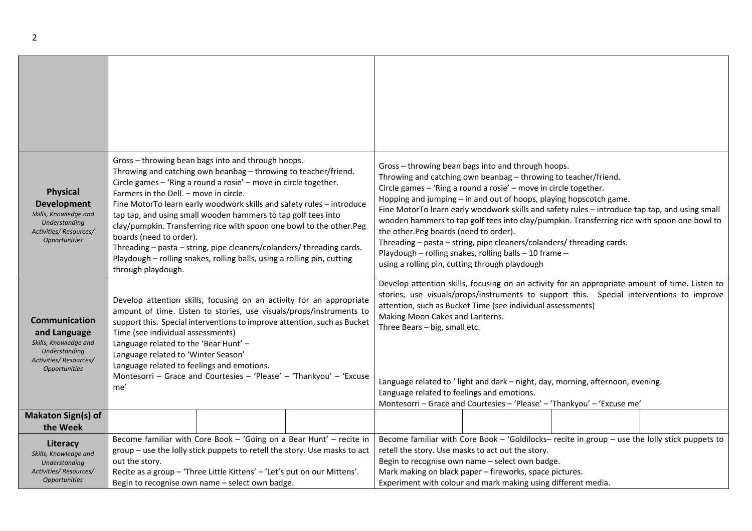| | | |
|---|---|---|
| | | |
| **Physical Development** *Skills, Knowledge and Understanding Activities/ Resources/ Opportunities* | Gross – throwing bean bags into and through hoops.<br>Throwing and catching own beanbag – throwing to teacher/friend.<br>Circle games – 'Ring a round a rosie' – move in circle together.<br>Farmers in the Dell. – move in circle.<br>Fine MotorTo learn early woodwork skills and safety rules – introduce tap tap, and using small wooden hammers to tap golf tees into clay/pumpkin. Transferring rice with spoon one bowl to the other.Peg boards (need to order).<br>Threading – pasta – string, pipe cleaners/colanders/ threading cards.<br>Playdough – rolling snakes, rolling balls, using a rolling pin, cutting through playdough. | Gross – throwing bean bags into and through hoops.<br>Throwing and catching own beanbag – throwing to teacher/friend.<br>Circle games – 'Ring a round a rosie' – move in circle together.<br>Hopping and jumping – in and out of hoops, playing hopscotch game.<br>Fine MotorTo learn early woodwork skills and safety rules – introduce tap tap, and using small wooden hammers to tap golf tees into clay/pumpkin. Transferring rice with spoon one bowl to the other.Peg boards (need to order).<br>Threading – pasta – string, pipe cleaners/colanders/ threading cards.<br>Playdough – rolling snakes, rolling balls – 10 frame –<br>using a rolling pin, cutting through playdough |
| **Communication and Language** *Skills, Knowledge and Understanding Activities/ Resources/ Opportunities* | Develop attention skills, focusing on an activity for an appropriate amount of time. Listen to stories, use visuals/props/instruments to support this. Special interventions to improve attention, such as Bucket Time (see individual assessments)<br>Language related to the 'Bear Hunt' –<br>Language related to 'Winter Season'<br>Language related to feelings and emotions.<br>Montesorri – Grace and Courtesies – 'Please' – 'Thankyou' – 'Excuse me' | Develop attention skills, focusing on an activity for an appropriate amount of time. Listen to stories, use visuals/props/instruments to support this. Special interventions to improve attention, such as Bucket Time (see individual assessments)<br>Making Moon Cakes and Lanterns.<br>Three Bears – big, small etc.<br><br>Language related to ' light and dark – night, day, morning, afternoon, evening.<br>Language related to feelings and emotions.<br>Montesorri – Grace and Courtesies – 'Please' – 'Thankyou' – 'Excuse me' |
| **Makaton Sign(s) of the Week** | | |
| **Literacy** *Skills, Knowledge and Understanding Activities/ Resources/ Opportunities* | Become familiar with Core Book – 'Going on a Bear Hunt' – recite in group – use the lolly stick puppets to retell the story. Use masks to act out the story.<br>Recite as a group – 'Three Little Kittens' – 'Let's put on our Mittens'.<br>Begin to recognise own name – select own badge. | Become familiar with Core Book – 'Goldilocks– recite in group – use the lolly stick puppets to retell the story. Use masks to act out the story.<br>Begin to recognise own name – select own badge.<br>Mark making on black paper – fireworks, space pictures.<br>Experiment with colour and mark making using different media. |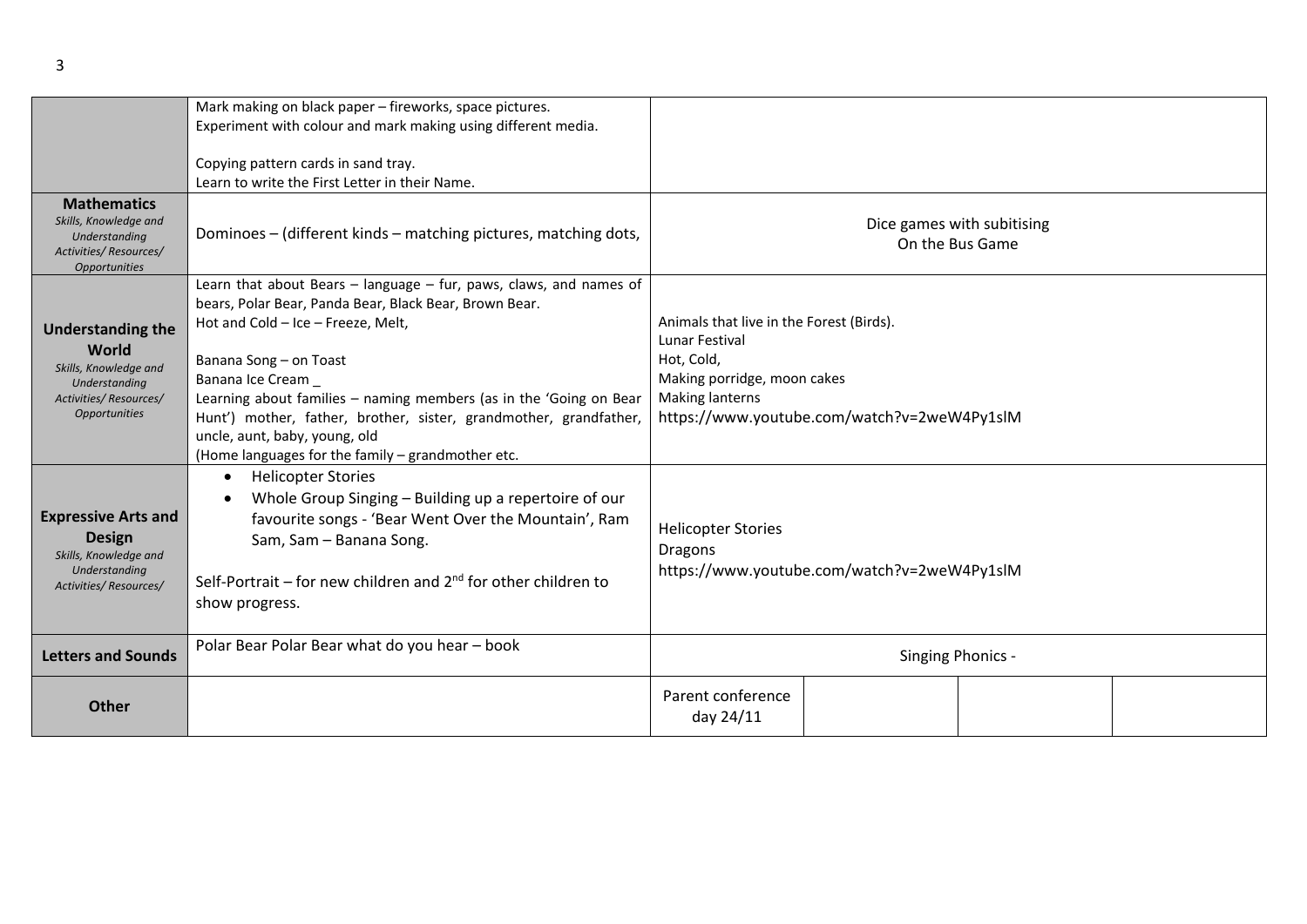| | | | | | |
|---|---|---|---|---|---|
| | Mark making on black paper – fireworks, space pictures.<br>Experiment with colour and mark making using different media.<br><br>Copying pattern cards in sand tray.<br>Learn to write the First Letter in their Name. | | | | |
| **Mathematics**<br>*Skills, Knowledge and Understanding Activities/ Resources/ Opportunities* | Dominoes – (different kinds – matching pictures, matching dots, | Dice games with subitising<br>On the Bus Game | | | |
| **Understanding the World**<br>*Skills, Knowledge and Understanding Activities/ Resources/ Opportunities* | Learn that about Bears – language – fur, paws, claws, and names of bears, Polar Bear, Panda Bear, Black Bear, Brown Bear.<br>Hot and Cold – Ice – Freeze, Melt,<br><br>Banana Song – on Toast<br>Banana Ice Cream _<br>Learning about families – naming members (as in the 'Going on Bear Hunt') mother, father, brother, sister, grandmother, grandfather, uncle, aunt, baby, young, old<br>(Home languages for the family – grandmother etc. | Animals that live in the Forest (Birds).<br>Lunar Festival<br>Hot, Cold,<br>Making porridge, moon cakes<br>Making lanterns<br>https://www.youtube.com/watch?v=2weW4Py1slM | | | |
| **Expressive Arts and Design**<br>*Skills, Knowledge and Understanding Activities/ Resources/* | • Helicopter Stories<br>• Whole Group Singing – Building up a repertoire of our favourite songs - 'Bear Went Over the Mountain', Ram Sam, Sam – Banana Song.<br><br>Self-Portrait – for new children and 2nd for other children to show progress. | Helicopter Stories<br>Dragons<br>https://www.youtube.com/watch?v=2weW4Py1slM | | | |
| **Letters and Sounds** | Polar Bear Polar Bear what do you hear – book | Singing Phonics - | | | |
| **Other** | | Parent conference day 24/11 | | | |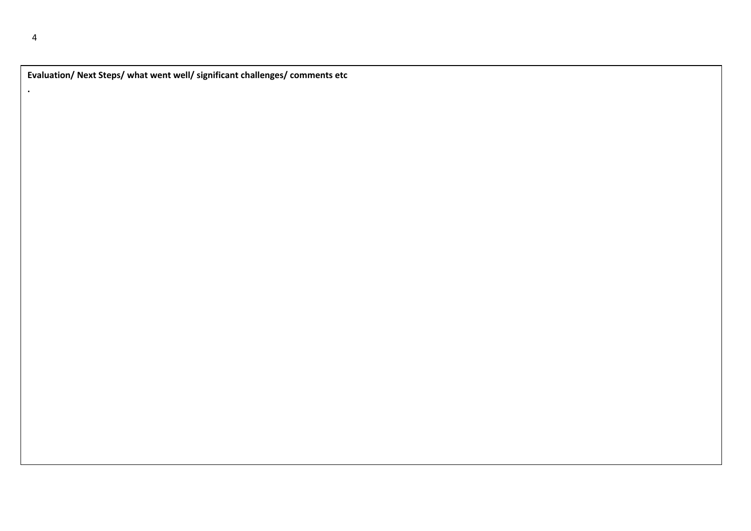**Evaluation/ Next Steps/ what went well/ significant challenges/ comments etc**

.